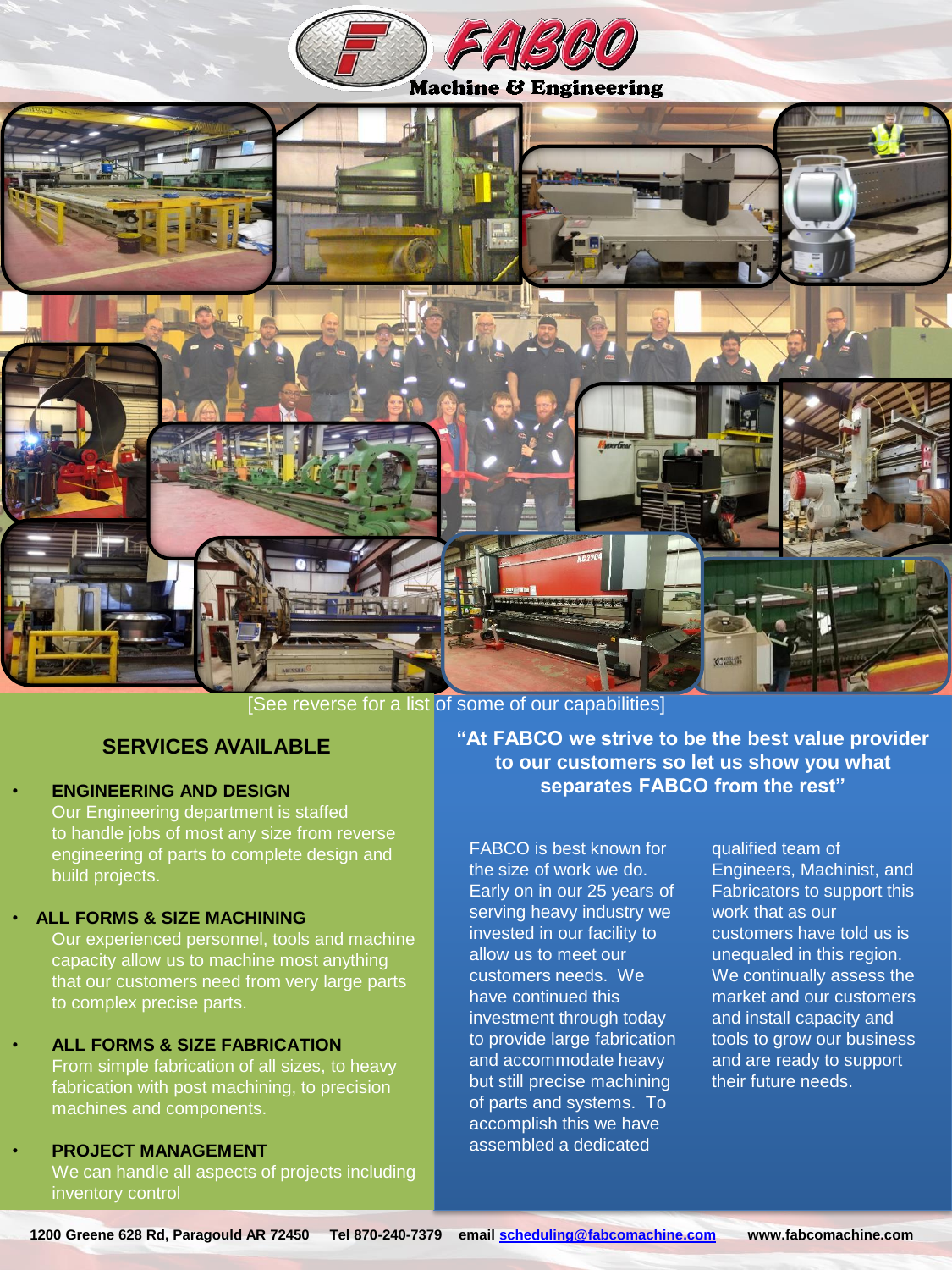# FABCO

**Machine & Engineering**

[See reverse for a list of some of our capabilities]

## SERVICES AVAILABLE

- **ENGINEERING AND DESIGN**
  Our Engineering department is staffed to handle jobs of most any size from reverse engineering of parts to complete design and build projects.

- **ALL FORMS & SIZE MACHINING**
  Our experienced personnel, tools and machine capacity allow us to machine most anything that our customers need from very large parts to complex precise parts.

- **ALL FORMS & SIZE FABRICATION**
  From simple fabrication of all sizes, to heavy fabrication with post machining, to precision machines and components.

- **PROJECT MANAGEMENT**
  We can handle all aspects of projects including inventory control

**"At FABCO we strive to be the best value provider to our customers so let us show you what separates FABCO from the rest"**

FABCO is best known for the size of work we do. Early on in our 25 years of serving heavy industry we invested in our facility to allow us to meet our customers needs. We have continued this investment through today to provide large fabrication and accommodate heavy but still precise machining of parts and systems. To accomplish this we have assembled a dedicated qualified team of Engineers, Machinist, and Fabricators to support this work that as our customers have told us is unequaled in this region. We continually assess the market and our customers and install capacity and tools to grow our business and are ready to support their future needs.

**1200 Greene 628 Rd, Paragould AR 72450 Tel 870-240-7379 email scheduling@fabcomachine.com www.fabcomachine.com**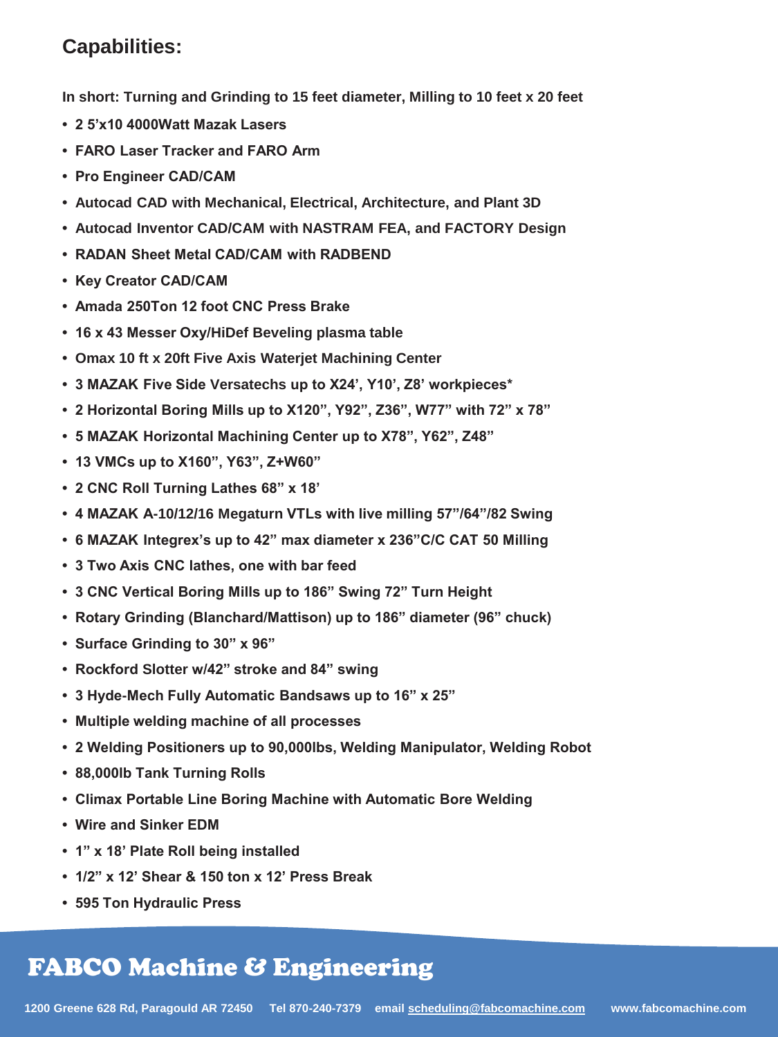## Capabilities:

**In short: Turning and Grinding to 15 feet diameter, Milling to 10 feet x 20 feet**

- **2 5'x10 4000Watt Mazak Lasers**
- **FARO Laser Tracker and FARO Arm**
- **Pro Engineer CAD/CAM**
- **Autocad CAD with Mechanical, Electrical, Architecture, and Plant 3D**
- **Autocad Inventor CAD/CAM with NASTRAM FEA, and FACTORY Design**
- **RADAN Sheet Metal CAD/CAM with RADBEND**
- **Key Creator CAD/CAM**
- **Amada 250Ton 12 foot CNC Press Brake**
- **16 x 43 Messer Oxy/HiDef Beveling plasma table**
- **Omax 10 ft x 20ft Five Axis Waterjet Machining Center**
- **3 MAZAK Five Side Versatechs up to X24', Y10', Z8' workpieces***
- **2 Horizontal Boring Mills up to X120", Y92", Z36", W77" with 72" x 78"**
- **5 MAZAK Horizontal Machining Center up to X78", Y62", Z48"**
- **13 VMCs up to X160", Y63", Z+W60"**
- **2 CNC Roll Turning Lathes 68" x 18'**
- **4 MAZAK A-10/12/16 Megaturn VTLs with live milling 57"/64"/82 Swing**
- **6 MAZAK Integrex's up to 42" max diameter x 236"C/C CAT 50 Milling**
- **3 Two Axis CNC lathes, one with bar feed**
- **3 CNC Vertical Boring Mills up to 186" Swing 72" Turn Height**
- **Rotary Grinding (Blanchard/Mattison) up to 186" diameter (96" chuck)**
- **Surface Grinding to 30" x 96"**
- **Rockford Slotter w/42" stroke and 84" swing**
- **3 Hyde-Mech Fully Automatic Bandsaws up to 16" x 25"**
- **Multiple welding machine of all processes**
- **2 Welding Positioners up to 90,000lbs, Welding Manipulator, Welding Robot**
- **88,000lb Tank Turning Rolls**
- **Climax Portable Line Boring Machine with Automatic Bore Welding**
- **Wire and Sinker EDM**
- **1" x 18' Plate Roll being installed**
- **1/2" x 12' Shear & 150 ton x 12' Press Break**
- **595 Ton Hydraulic Press**

**FABCO Machine & Engineering**

1200 Greene 628 Rd, Paragould AR 72450 Tel 870-240-7379 email scheduling@fabcomachine.com www.fabcomachine.com